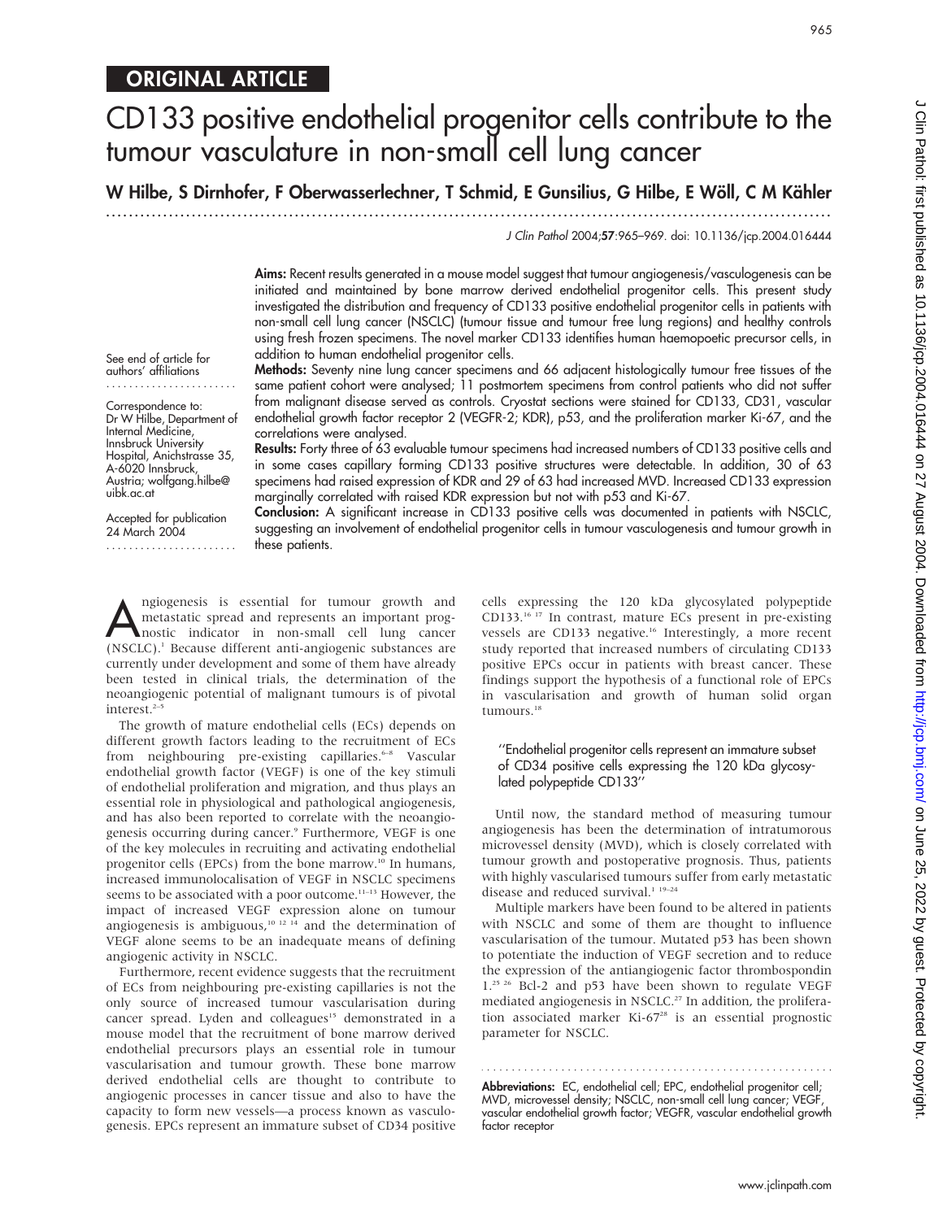ORIGINAL ARTICLE

# CD133 positive endothelial progenitor cells contribute to the tumour vasculature in non-small cell lung cancer

**W Hilbe, S Dirnhofer, F Oberwasserlechner, T Schmid, E Gunsilius, G Hilbe, E Wöll, C M Kähler**

J Clin Pathol 2004;57:965–969. doi: 10.1136/jcp.2004.016444

See end of article for authors' affiliations

Correspondence to: Dr W Hilbe, Department of Internal Medicine, Innsbruck University Hospital, Anichstrasse 35, A-6020 Innsbruck, Austria; wolfgang.hilbe@uibk.ac.at

Accepted for publication 24 March 2004

**Aims:** Recent results generated in a mouse model suggest that tumour angiogenesis/vasculogenesis can be initiated and maintained by bone marrow derived endothelial progenitor cells. This present study investigated the distribution and frequency of CD133 positive endothelial progenitor cells in patients with non-small cell lung cancer (NSCLC) (tumour tissue and tumour free lung regions) and healthy controls using fresh frozen specimens. The novel marker CD133 identifies human haemopoetic precursor cells, in addition to human endothelial progenitor cells.

**Methods:** Seventy nine lung cancer specimens and 66 adjacent histologically tumour free tissues of the same patient cohort were analysed; 11 postmortem specimens from control patients who did not suffer from malignant disease served as controls. Cryostat sections were stained for CD133, CD31, vascular endothelial growth factor receptor 2 (VEGFR-2; KDR), p53, and the proliferation marker Ki-67, and the correlations were analysed.

**Results:** Forty three of 63 evaluable tumour specimens had increased numbers of CD133 positive cells and in some cases capillary forming CD133 positive structures were detectable. In addition, 30 of 63 specimens had raised expression of KDR and 29 of 63 had increased MVD. Increased CD133 expression marginally correlated with raised KDR expression but not with p53 and Ki-67.

**Conclusion:** A significant increase in CD133 positive cells was documented in patients with NSCLC, suggesting an involvement of endothelial progenitor cells in tumour vasculogenesis and tumour growth in these patients.

Angiogenesis is essential for tumour growth and metastatic spread and represents an important prognostic indicator in non-small cell lung cancer (NSCLC).[1] Because different anti-angiogenic substances are currently under development and some of them have already been tested in clinical trials, the determination of the neoangiogenic potential of malignant tumours is of pivotal interest.[2–5]

The growth of mature endothelial cells (ECs) depends on different growth factors leading to the recruitment of ECs from neighbouring pre-existing capillaries.[6–8] Vascular endothelial growth factor (VEGF) is one of the key stimuli of endothelial proliferation and migration, and thus plays an essential role in physiological and pathological angiogenesis, and has also been reported to correlate with the neoangiogenesis occurring during cancer.[9] Furthermore, VEGF is one of the key molecules in recruiting and activating endothelial progenitor cells (EPCs) from the bone marrow.[10] In humans, increased immunolocalisation of VEGF in NSCLC specimens seems to be associated with a poor outcome.[11–13] However, the impact of increased VEGF expression alone on tumour angiogenesis is ambiguous,[10 12 14] and the determination of VEGF alone seems to be an inadequate means of defining angiogenic activity in NSCLC.

Furthermore, recent evidence suggests that the recruitment of ECs from neighbouring pre-existing capillaries is not the only source of increased tumour vascularisation during cancer spread. Lyden and colleagues[15] demonstrated in a mouse model that the recruitment of bone marrow derived endothelial precursors plays an essential role in tumour vascularisation and tumour growth. These bone marrow derived endothelial cells are thought to contribute to angiogenic processes in cancer tissue and also to have the capacity to form new vessels—a process known as vasculogenesis. EPCs represent an immature subset of CD34 positive cells expressing the 120 kDa glycosylated polypeptide CD133.[16 17] In contrast, mature ECs present in pre-existing vessels are CD133 negative.[16] Interestingly, a more recent study reported that increased numbers of circulating CD133 positive EPCs occur in patients with breast cancer. These findings support the hypothesis of a functional role of EPCs in vascularisation and growth of human solid organ tumours.[18]

> "Endothelial progenitor cells represent an immature subset of CD34 positive cells expressing the 120 kDa glycosylated polypeptide CD133"

Until now, the standard method of measuring tumour angiogenesis has been the determination of intratumorous microvessel density (MVD), which is closely correlated with tumour growth and postoperative prognosis. Thus, patients with highly vascularised tumours suffer from early metastatic disease and reduced survival.[1 19–24]

Multiple markers have been found to be altered in patients with NSCLC and some of them are thought to influence vascularisation of the tumour. Mutated p53 has been shown to potentiate the induction of VEGF secretion and to reduce the expression of the antiangiogenic factor thrombospondin 1.[25 26] Bcl-2 and p53 have been shown to regulate VEGF mediated angiogenesis in NSCLC.[27] In addition, the proliferation associated marker Ki-67[28] is an essential prognostic parameter for NSCLC.

**Abbreviations:** EC, endothelial cell; EPC, endothelial progenitor cell; MVD, microvessel density; NSCLC, non-small cell lung cancer; VEGF, vascular endothelial growth factor; VEGFR, vascular endothelial growth factor receptor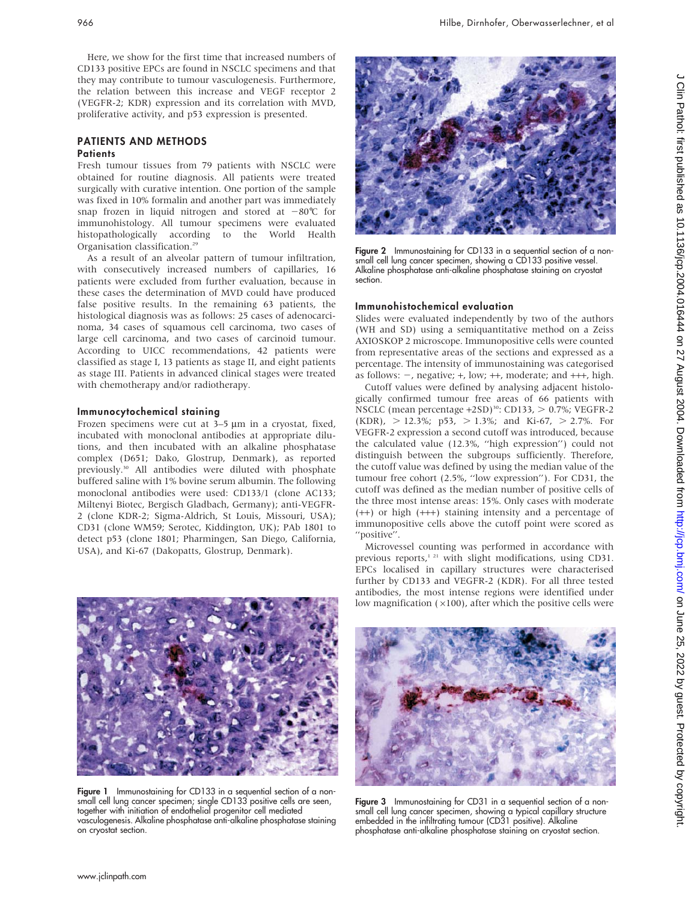Here, we show for the first time that increased numbers of CD133 positive EPCs are found in NSCLC specimens and that they may contribute to tumour vasculogenesis. Furthermore, the relation between this increase and VEGF receptor 2 (VEGFR-2; KDR) expression and its correlation with MVD, proliferative activity, and p53 expression is presented.

## PATIENTS AND METHODS

### Patients

Fresh tumour tissues from 79 patients with NSCLC were obtained for routine diagnosis. All patients were treated surgically with curative intention. One portion of the sample was fixed in 10% formalin and another part was immediately snap frozen in liquid nitrogen and stored at −80°C for immunohistology. All tumour specimens were evaluated histopathologically according to the World Health Organisation classification.[29]

As a result of an alveolar pattern of tumour infiltration, with consecutively increased numbers of capillaries, 16 patients were excluded from further evaluation, because in these cases the determination of MVD could have produced false positive results. In the remaining 63 patients, the histological diagnosis was as follows: 25 cases of adenocarcinoma, 34 cases of squamous cell carcinoma, two cases of large cell carcinoma, and two cases of carcinoid tumour. According to UICC recommendations, 42 patients were classified as stage I, 13 patients as stage II, and eight patients as stage III. Patients in advanced clinical stages were treated with chemotherapy and/or radiotherapy.

### Immunocytochemical staining

Frozen specimens were cut at 3–5 µm in a cryostat, fixed, incubated with monoclonal antibodies at appropriate dilutions, and then incubated with an alkaline phosphatase complex (D651; Dako, Glostrup, Denmark), as reported previously.[30] All antibodies were diluted with phosphate buffered saline with 1% bovine serum albumin. The following monoclonal antibodies were used: CD133/1 (clone AC133; Miltenyi Biotec, Bergisch Gladbach, Germany); anti-VEGFR-2 (clone KDR-2; Sigma-Aldrich, St Louis, Missouri, USA); CD31 (clone WM59; Serotec, Kiddington, UK); PAb 1801 to detect p53 (clone 1801; Pharmingen, San Diego, California, USA), and Ki-67 (Dakopatts, Glostrup, Denmark).

Figure 1 Immunostaining for CD133 in a sequential section of a non-small cell lung cancer specimen; single CD133 positive cells are seen, together with initiation of endothelial progenitor cell mediated vasculogenesis. Alkaline phosphatase anti-alkaline phosphatase staining on cryostat section.

Figure 2 Immunostaining for CD133 in a sequential section of a non-small cell lung cancer specimen, showing a CD133 positive vessel. Alkaline phosphatase anti-alkaline phosphatase staining on cryostat section.

### Immunohistochemical evaluation

Slides were evaluated independently by two of the authors (WH and SD) using a semiquantitative method on a Zeiss AXIOSKOP 2 microscope. Immunopositive cells were counted from representative areas of the sections and expressed as a percentage. The intensity of immunostaining was categorised as follows: −, negative; +, low; ++, moderate; and +++, high.

Cutoff values were defined by analysing adjacent histologically confirmed tumour free areas of 66 patients with NSCLC (mean percentage +2SD)[30]: CD133, > 0.7%; VEGFR-2 (KDR), > 12.3%; p53, > 1.3%; and Ki-67, > 2.7%. For VEGFR-2 expression a second cutoff was introduced, because the calculated value (12.3%, "high expression") could not distinguish between the subgroups sufficiently. Therefore, the cutoff value was defined by using the median value of the tumour free cohort (2.5%, "low expression"). For CD31, the cutoff was defined as the median number of positive cells of the three most intense areas: 15%. Only cases with moderate (++) or high (+++) staining intensity and a percentage of immunopositive cells above the cutoff point were scored as "positive".

Microvessel counting was performed in accordance with previous reports,[1,21] with slight modifications, using CD31. EPCs localised in capillary structures were characterised further by CD133 and VEGFR-2 (KDR). For all three tested antibodies, the most intense regions were identified under low magnification (×100), after which the positive cells were

Figure 3 Immunostaining for CD31 in a sequential section of a non-small cell lung cancer specimen, showing a typical capillary structure embedded in the infiltrating tumour (CD31 positive). Alkaline phosphatase anti-alkaline phosphatase staining on cryostat section.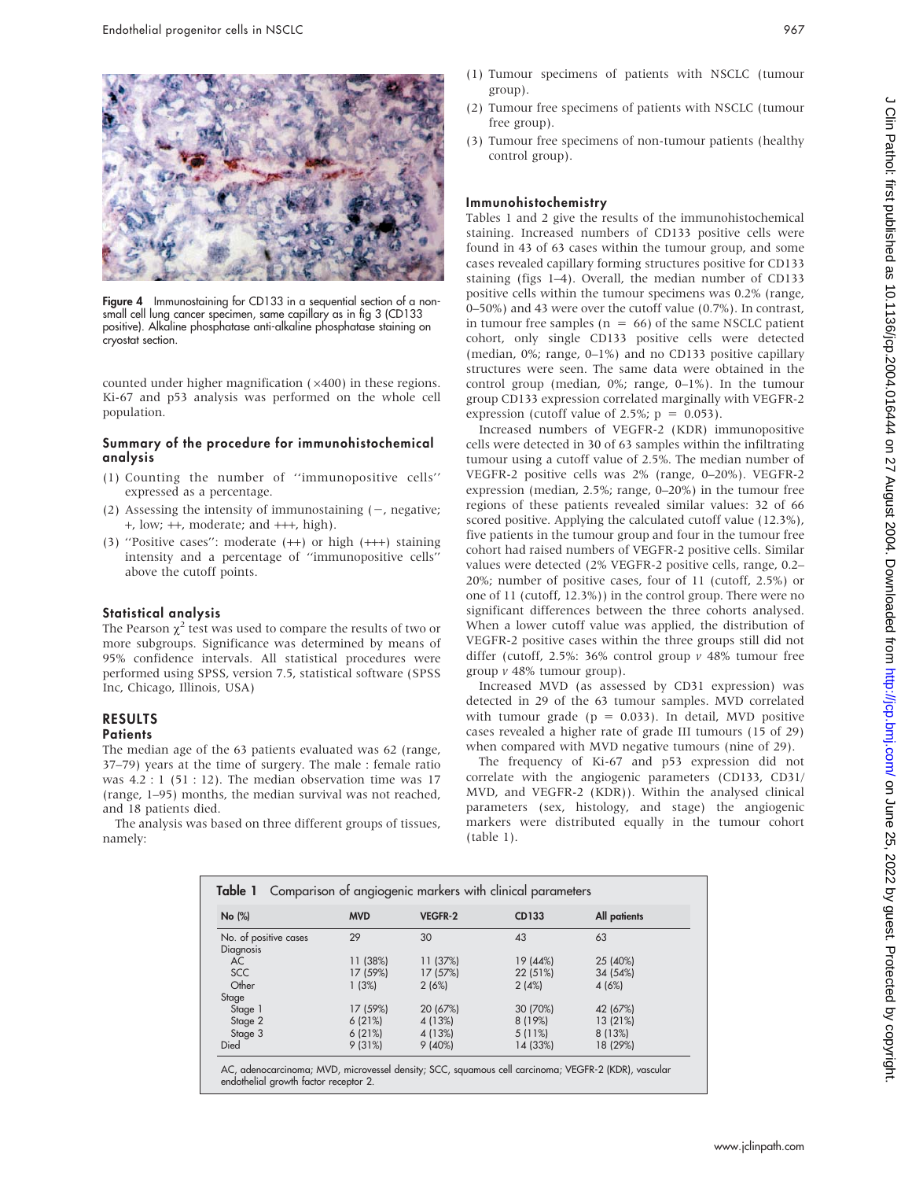Figure 4 Immunostaining for CD133 in a sequential section of a non-small cell lung cancer specimen, same capillary as in fig 3 (CD133 positive). Alkaline phosphatase anti-alkaline phosphatase staining on cryostat section.

counted under higher magnification (×400) in these regions. Ki-67 and p53 analysis was performed on the whole cell population.

### Summary of the procedure for immunohistochemical analysis

(1) Counting the number of ''immunopositive cells'' expressed as a percentage.

(2) Assessing the intensity of immunostaining (−, negative; +, low; ++, moderate; and +++, high).

(3) ''Positive cases'': moderate (++) or high (+++) staining intensity and a percentage of ''immunopositive cells'' above the cutoff points.

### Statistical analysis

The Pearson $\chi^2$ test was used to compare the results of two or more subgroups. Significance was determined by means of 95% confidence intervals. All statistical procedures were performed using SPSS, version 7.5, statistical software (SPSS Inc, Chicago, Illinois, USA)

## RESULTS

### Patients

The median age of the 63 patients evaluated was 62 (range, 37–79) years at the time of surgery. The male : female ratio was 4.2 : 1 (51 : 12). The median observation time was 17 (range, 1–95) months, the median survival was not reached, and 18 patients died.

The analysis was based on three different groups of tissues, namely:

(1) Tumour specimens of patients with NSCLC (tumour group).

(2) Tumour free specimens of patients with NSCLC (tumour free group).

(3) Tumour free specimens of non-tumour patients (healthy control group).

### Immunohistochemistry

Tables 1 and 2 give the results of the immunohistochemical staining. Increased numbers of CD133 positive cells were found in 43 of 63 cases within the tumour group, and some cases revealed capillary forming structures positive for CD133 staining (figs 1–4). Overall, the median number of CD133 positive cells within the tumour specimens was 0.2% (range, 0–50%) and 43 were over the cutoff value (0.7%). In contrast, in tumour free samples (n = 66) of the same NSCLC patient cohort, only single CD133 positive cells were detected (median, 0%; range, 0–1%) and no CD133 positive capillary structures were seen. The same data were obtained in the control group (median, 0%; range, 0–1%). In the tumour group CD133 expression correlated marginally with VEGFR-2 expression (cutoff value of 2.5%; p = 0.053).

Increased numbers of VEGFR-2 (KDR) immunopositive cells were detected in 30 of 63 samples within the infiltrating tumour using a cutoff value of 2.5%. The median number of VEGFR-2 positive cells was 2% (range, 0–20%). VEGFR-2 expression (median, 2.5%; range, 0–20%) in the tumour free regions of these patients revealed similar values: 32 of 66 scored positive. Applying the calculated cutoff value (12.3%), five patients in the tumour group and four in the tumour free cohort had raised numbers of VEGFR-2 positive cells. Similar values were detected (2% VEGFR-2 positive cells, range, 0.2–20%; number of positive cases, four of 11 (cutoff, 2.5%) or one of 11 (cutoff, 12.3%)) in the control group. There were no significant differences between the three cohorts analysed. When a lower cutoff value was applied, the distribution of VEGFR-2 positive cases within the three groups still did not differ (cutoff, 2.5%: 36% control group *v* 48% tumour free group *v* 48% tumour group).

Increased MVD (as assessed by CD31 expression) was detected in 29 of the 63 tumour samples. MVD correlated with tumour grade (p = 0.033). In detail, MVD positive cases revealed a higher rate of grade III tumours (15 of 29) when compared with MVD negative tumours (nine of 29).

The frequency of Ki-67 and p53 expression did not correlate with the angiogenic parameters (CD133, CD31/MVD, and VEGFR-2 (KDR)). Within the analysed clinical parameters (sex, histology, and stage) the angiogenic markers were distributed equally in the tumour cohort (table 1).

**Table 1** Comparison of angiogenic markers with clinical parameters

| No (%) | MVD | VEGFR-2 | CD133 | All patients |
|---|---|---|---|---|
| No. of positive cases | 29 | 30 | 43 | 63 |
| Diagnosis | | | | |
| AC | 11 (38%) | 11 (37%) | 19 (44%) | 25 (40%) |
| SCC | 17 (59%) | 17 (57%) | 22 (51%) | 34 (54%) |
| Other | 1 (3%) | 2 (6%) | 2 (4%) | 4 (6%) |
| Stage | | | | |
| Stage 1 | 17 (59%) | 20 (67%) | 30 (70%) | 42 (67%) |
| Stage 2 | 6 (21%) | 4 (13%) | 8 (19%) | 13 (21%) |
| Stage 3 | 6 (21%) | 4 (13%) | 5 (11%) | 8 (13%) |
| Died | 9 (31%) | 9 (40%) | 14 (33%) | 18 (29%) |

AC, adenocarcinoma; MVD, microvessel density; SCC, squamous cell carcinoma; VEGFR-2 (KDR), vascular endothelial growth factor receptor 2.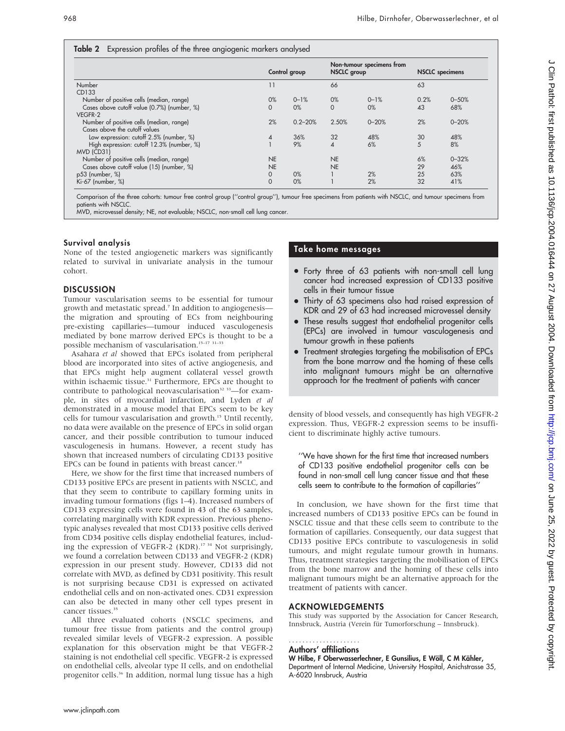**Table 2** Expression profiles of the three angiogenic markers analysed

| | Control group | | Non-tumour specimens from NSCLC group | | NSCLC specimens | |
|---|---|---|---|---|---|---|
| Number | 11 | | 66 | | 63 | |
| CD133 | | | | | | |
| Number of positive cells (median, range) | 0% | 0–1% | 0% | 0–1% | 0.2% | 0–50% |
| Cases above cutoff value (0.7%) (number, %) | 0 | 0% | 0 | 0% | 43 | 68% |
| VEGFR-2 | | | | | | |
| Number of positive cells (median, range) | 2% | 0.2–20% | 2.50% | 0–20% | 2% | 0–20% |
| Cases above the cutoff values | | | | | | |
| Low expression: cutoff 2.5% (number, %) | 4 | 36% | 32 | 48% | 30 | 48% |
| High expression: cutoff 12.3% (number, %) | 1 | 9% | 4 | 6% | 5 | 8% |
| MVD (CD31) | | | | | | |
| Number of positive cells (median, range) | NE | | NE | | 6% | 0–32% |
| Cases above cutoff value (15) (number, %) | NE | | NE | | 29 | 46% |
| p53 (number, %) | 0 | 0% | 1 | 2% | 25 | 63% |
| Ki-67 (number, %) | 0 | 0% | 1 | 2% | 32 | 41% |

Comparison of the three cohorts: tumour free control group ("control group"), tumour free specimens from patients with NSCLC, and tumour specimens from patients with NSCLC.
MVD, microvessel density; NE, not evaluable; NSCLC, non-small cell lung cancer.

### Survival analysis

None of the tested angiogenetic markers was significantly related to survival in univariate analysis in the tumour cohort.

## DISCUSSION

Tumour vascularisation seems to be essential for tumour growth and metastatic spread.[7] In addition to angiogenesis—the migration and sprouting of ECs from neighbouring pre-existing capillaries—tumour induced vasculogenesis mediated by bone marrow derived EPCs is thought to be a possible mechanism of vascularisation.[15–17 31–33]

Asahara *et al* showed that EPCs isolated from peripheral blood are incorporated into sites of active angiogenesis, and that EPCs might help augment collateral vessel growth within ischaemic tissue.[31] Furthermore, EPCs are thought to contribute to pathological neovascularisation[32 33]—for example, in sites of myocardial infarction, and Lyden *et al* demonstrated in a mouse model that EPCs seem to be key cells for tumour vascularisation and growth.[15] Until recently, no data were available on the presence of EPCs in solid organ cancer, and their possible contribution to tumour induced vasculogenesis in humans. However, a recent study has shown that increased numbers of circulating CD133 positive EPCs can be found in patients with breast cancer.[18]

Here, we show for the first time that increased numbers of CD133 positive EPCs are present in patients with NSCLC, and that they seem to contribute to capillary forming units in invading tumour formations (figs 1–4). Increased numbers of CD133 expressing cells were found in 43 of the 63 samples, correlating marginally with KDR expression. Previous phenotypic analyses revealed that most CD133 positive cells derived from CD34 positive cells display endothelial features, including the expression of VEGFR-2 (KDR).[17 34] Not surprisingly, we found a correlation between CD133 and VEGFR-2 (KDR) expression in our present study. However, CD133 did not correlate with MVD, as defined by CD31 positivity. This result is not surprising because CD31 is expressed on activated endothelial cells and on non-activated ones. CD31 expression can also be detected in many other cell types present in cancer tissues.[35]

All three evaluated cohorts (NSCLC specimens, and tumour free tissue from patients and the control group) revealed similar levels of VEGFR-2 expression. A possible explanation for this observation might be that VEGFR-2 staining is not endothelial cell specific. VEGFR-2 is expressed on endothelial cells, alveolar type II cells, and on endothelial progenitor cells.[36] In addition, normal lung tissue has a high density of blood vessels, and consequently has high VEGFR-2 expression. Thus, VEGFR-2 expression seems to be insufficient to discriminate highly active tumours.

### Take home messages

- Forty three of 63 patients with non-small cell lung cancer had increased expression of CD133 positive cells in their tumour tissue
- Thirty of 63 specimens also had raised expression of KDR and 29 of 63 had increased microvessel density
- These results suggest that endothelial progenitor cells (EPCs) are involved in tumour vasculogenesis and tumour growth in these patients
- Treatment strategies targeting the mobilisation of EPCs from the bone marrow and the homing of these cells into malignant tumours might be an alternative approach for the treatment of patients with cancer

"We have shown for the first time that increased numbers of CD133 positive endothelial progenitor cells can be found in non-small cell lung cancer tissue and that these cells seem to contribute to the formation of capillaries"

In conclusion, we have shown for the first time that increased numbers of CD133 positive EPCs can be found in NSCLC tissue and that these cells seem to contribute to the formation of capillaries. Consequently, our data suggest that CD133 positive EPCs contribute to vasculogenesis in solid tumours, and might regulate tumour growth in humans. Thus, treatment strategies targeting the mobilisation of EPCs from the bone marrow and the homing of these cells into malignant tumours might be an alternative approach for the treatment of patients with cancer.

## ACKNOWLEDGEMENTS

This study was supported by the Association for Cancer Research, Innsbruck, Austria (Verein für Tumorforschung – Innsbruck).

### Authors' affiliations

**W Hilbe, F Oberwasserlechner, E Gunsilius, E Wöll, C M Kähler,** Department of Internal Medicine, University Hospital, Anichstrasse 35, A-6020 Innsbruck, Austria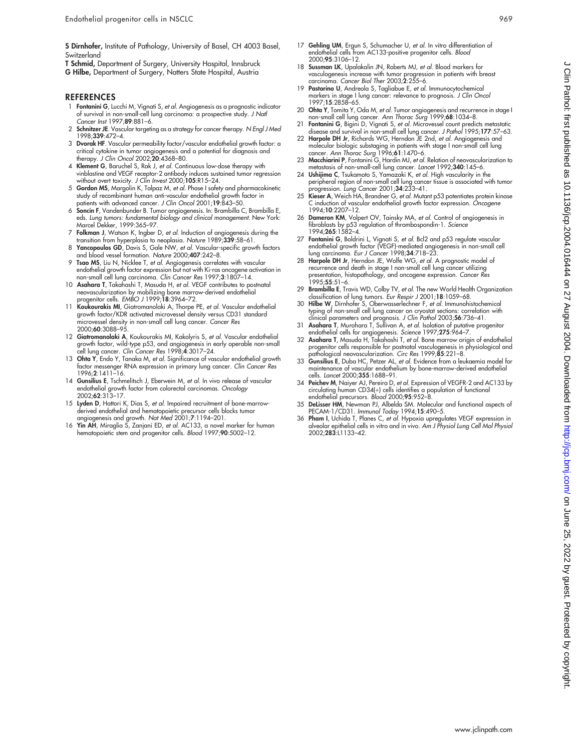**S Dirnhofer,** Institute of Pathology, University of Basel, CH 4003 Basel, Switzerland

**T Schmid,** Department of Surgery, University Hospital, Innsbruck

**G Hilbe,** Department of Surgery, Natters State Hospital, Austria

## REFERENCES

1. **Fontanini G**, Lucchi M, Vignati S, *et al*. Angiogenesis as a prognostic indicator of survival in non-small-cell lung carcinoma: a prospective study. *J Natl Cancer Inst* 1997;**89**:881–6.
2. **Schnitzer JE**. Vascular targeting as a strategy for cancer therapy. *N Engl J Med* 1998;**339**:472–4.
3. **Dvorak HF**. Vascular permeability factor/vascular endothelial growth factor: a critical cytokine in tumor angiogenesis and a potential for diagnosis and therapy. *J Clin Oncol* 2002;**20**:4368–80.
4. **Klement G**, Baruchel S, Rak J, *et al*. Continuous low-dose therapy with vinblastine and VEGF receptor-2 antibody induces sustained tumor regression without overt toxicity. *J Clin Invest* 2000;**105**:R15–24.
5. **Gordon MS**, Margolin K, Talpaz M, *et al*. Phase I safety and pharmacokinetic study of recombinant human anti-vascular endothelial growth factor in patients with advanced cancer. *J Clin Oncol* 2001;**19**:843–50.
6. **Soncin F**, Vandenbunder B. Tumor angiogenesis. In: Brambilla C, Brambilla E, eds. *Lung tumors: fundamental biology and clinical management*. New York: Marcel Dekker, 1999:365–97.
7. **Folkman J**, Watson K, Ingber D, *et al*. Induction of angiogenesis during the transition from hyperplasia to neoplasia. *Nature* 1989;**339**:58–61.
8. **Yancopoulos GD**, Davis S, Gale NW, *et al*. Vascular-specific growth factors and blood vessel formation. *Nature* 2000;**407**:242–8.
9. **Tsao MS**, Liu N, Nicklee T, *et al*. Angiogenesis correlates with vascular endothelial growth factor expression but not with Ki-ras oncogene activation in non-small cell lung carcinoma. *Clin Cancer Res* 1997;**3**:1807–14.
10. **Asahara T**, Takahashi T, Masuda H, *et al*. VEGF contributes to postnatal neovascularization by mobilizing bone marrow-derived endothelial progenitor cells. *EMBO J* 1999;**18**:3964–72.
11. **Koukourakis MI**, Giatromanolaki A, Thorpe PE, *et al*. Vascular endothelial growth factor/KDR activated microvessel density versus CD31 standard microvessel density in non-small cell lung cancer. *Cancer Res* 2000;**60**:3088–95.
12. **Giatromanolaki A**, Koukourakis MI, Kakolyris S, *et al*. Vascular endothelial growth factor, wild-type p53, and angiogenesis in early operable non-small cell lung cancer. *Clin Cancer Res* 1998;**4**:3017–24.
13. **Ohta Y**, Endo Y, Tanaka M, *et al*. Significance of vascular endothelial growth factor messenger RNA expression in primary lung cancer. *Clin Cancer Res* 1996;**2**:1411–16.
14. **Gunsilius E**, Tschmelitsch J, Eberwein M, *et al*. In vivo release of vascular endothelial growth factor from colorectal carcinomas. *Oncology* 2002;**62**:313–17.
15. **Lyden D**, Hattori K, Dias S, *et al*. Impaired recruitment of bone-marrow-derived endothelial and hematopoietic precursor cells blocks tumor angiogenesis and growth. *Nat Med* 2001;**7**:1194–201.
16. **Yin AH**, Miraglia S, Zanjani ED, *et al*. AC133, a novel marker for human hematopoietic stem and progenitor cells. *Blood* 1997;**90**:5002–12.
17. **Gehling UM**, Ergun S, Schumacher U, *et al*. In vitro differentiation of endothelial cells from AC133-positive progenitor cells. *Blood* 2000;**95**:3106–12.
18. **Sussman LK**, Upalakalin JN, Roberts MJ, *et al*. Blood markers for vasculogenesis increase with tumor progression in patients with breast carcinoma. *Cancer Biol Ther* 2003;**2**:255–6.
19. **Pastorino U**, Andreola S, Tagliabue E, *et al*. Immunocytochemical markers in stage I lung cancer: relevance to prognosis. *J Clin Oncol* 1997;**15**:2858–65.
20. **Ohta Y**, Tomita Y, Oda M, *et al*. Tumor angiogenesis and recurrence in stage I non-small cell lung cancer. *Ann Thorac Surg* 1999;**68**:1034–8.
21. **Fontanini G**, Bigini D, Vignati S, *et al*. Microvessel count predicts metastatic disease and survival in non-small cell lung cancer. *J Pathol* 1995;**177**:57–63.
22. **Harpole DH Jr**, Richards WG, Herndon JE 2nd, *et al*. Angiogenesis and molecular biologic substaging in patients with stage I non-small cell lung cancer. *Ann Thorac Surg* 1996;**61**:1470–6.
23. **Macchiarini P**, Fontanini G, Hardin MJ, *et al*. Relation of neovascularization to metastasis of non-small-cell lung cancer. *Lancet* 1992;**340**:145–6.
24. **Ushijima C**, Tsukamoto S, Yamazaki K, *et al*. High vascularity in the peripheral region of non-small cell lung cancer tissue is associated with tumor progression. *Lung Cancer* 2001;**34**:233–41.
25. **Kieser A**, Weich HA, Brandner G, *et al*. Mutant p53 potentiates protein kinase C induction of vascular endothelial growth factor expression. *Oncogene* 1994;**10**:2207–12.
26. **Dameron KM**, Volpert OV, Tainsky MA, *et al*. Control of angiogenesis in fibroblasts by p53 regulation of thrombospondin-1. *Science* 1994;**265**:1582–4.
27. **Fontanini G**, Boldrini L, Vignati S, *et al*. Bcl2 and p53 regulate vascular endothelial growth factor (VEGF)-mediated angiogenesis in non-small cell lung carcinoma. *Eur J Cancer* 1998;**34**:718–23.
28. **Harpole DH Jr**, Herndon JE, Wolfe WG, *et al*. A prognostic model of recurrence and death in stage I non-small cell lung cancer utilizing presentation, histopathology, and oncogene expression. *Cancer Res* 1995;**55**:51–6.
29. **Brambilla E**, Travis WD, Colby TV, *et al*. The new World Health Organization classification of lung tumors. *Eur Respir J* 2001;**18**:1059–68.
30. **Hilbe W**, Dirnhofer S, Oberwasserlechner F, *et al*. Immunohistochemical typing of non-small cell lung cancer on cryostat sections: correlation with clinical parameters and prognosis. *J Clin Pathol* 2003;**56**:736–41.
31. **Asahara T**, Murohara T, Sullivan A, *et al*. Isolation of putative progenitor endothelial cells for angiogenesis. *Science* 1997;**275**:964–7.
32. **Asahara T**, Masuda H, Takahashi T, *et al*. Bone marrow origin of endothelial progenitor cells responsible for postnatal vasculogenesis in physiological and pathological neovascularization. *Circ Res* 1999;**85**:221–8.
33. **Gunsilius E**, Duba HC, Petzer AL, *et al*. Evidence from a leukaemia model for maintenance of vascular endothelium by bone-marrow-derived endothelial cells. *Lancet* 2000;**355**:1688–91.
34. **Peichev M**, Naiyer AJ, Pereira D, *et al*. Expression of VEGFR-2 and AC133 by circulating human CD34(+) cells identifies a population of functional endothelial precursors. *Blood* 2000;**95**:952–8.
35. **DeLisser HM**, Newman PJ, Albelda SM. Molecular and functional aspects of PECAM-1/CD31. *Immunol Today* 1994;**15**:490–5.
36. **Pham I**, Uchida T, Planes C, *et al*. Hypoxia upregulates VEGF expression in alveolar epithelial cells in vitro and in vivo. *Am J Physiol Lung Cell Mol Physiol* 2002;**283**:L1133–42.